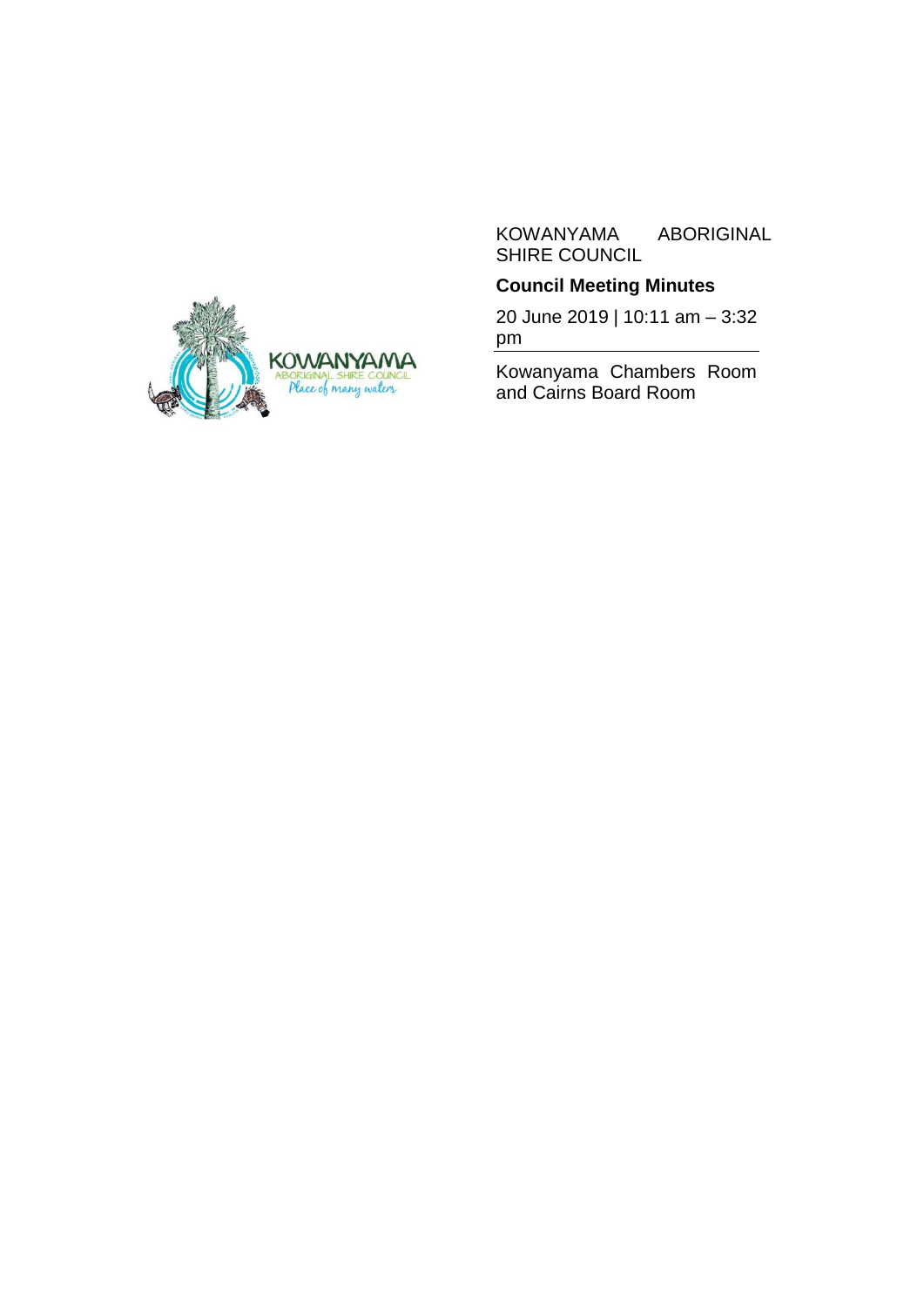KOWANYAMA ABORIGINAL SHIRE COUNCIL

**Council Meeting Minutes**

20 June 2019 | 10:11 am – 3:32 pm

Kowanyama Chambers Room and Cairns Board Room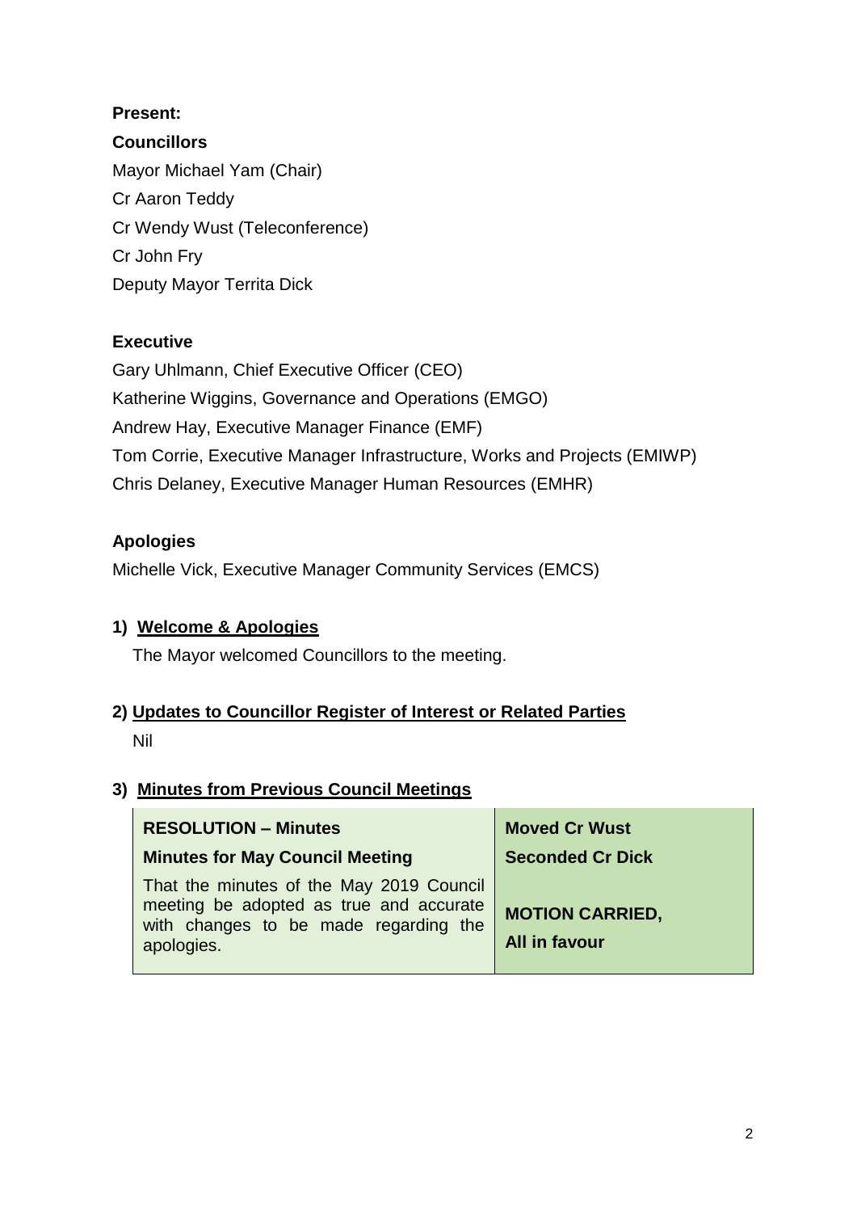**Present:**

**Councillors**

Mayor Michael Yam (Chair)

Cr Aaron Teddy

Cr Wendy Wust (Teleconference)

Cr John Fry

Deputy Mayor Territa Dick

**Executive**

Gary Uhlmann, Chief Executive Officer (CEO)

Katherine Wiggins, Governance and Operations (EMGO)

Andrew Hay, Executive Manager Finance (EMF)

Tom Corrie, Executive Manager Infrastructure, Works and Projects (EMIWP)

Chris Delaney, Executive Manager Human Resources (EMHR)

**Apologies**

Michelle Vick, Executive Manager Community Services (EMCS)

## 1) Welcome & Apologies

The Mayor welcomed Councillors to the meeting.

## 2) Updates to Councillor Register of Interest or Related Parties

Nil

## 3) Minutes from Previous Council Meetings

| **RESOLUTION – Minutes** | **Moved Cr Wust** |
|---|---|
| **Minutes for May Council Meeting** | **Seconded Cr Dick** |
| That the minutes of the May 2019 Council meeting be adopted as true and accurate with changes to be made regarding the apologies. | **MOTION CARRIED, All in favour** |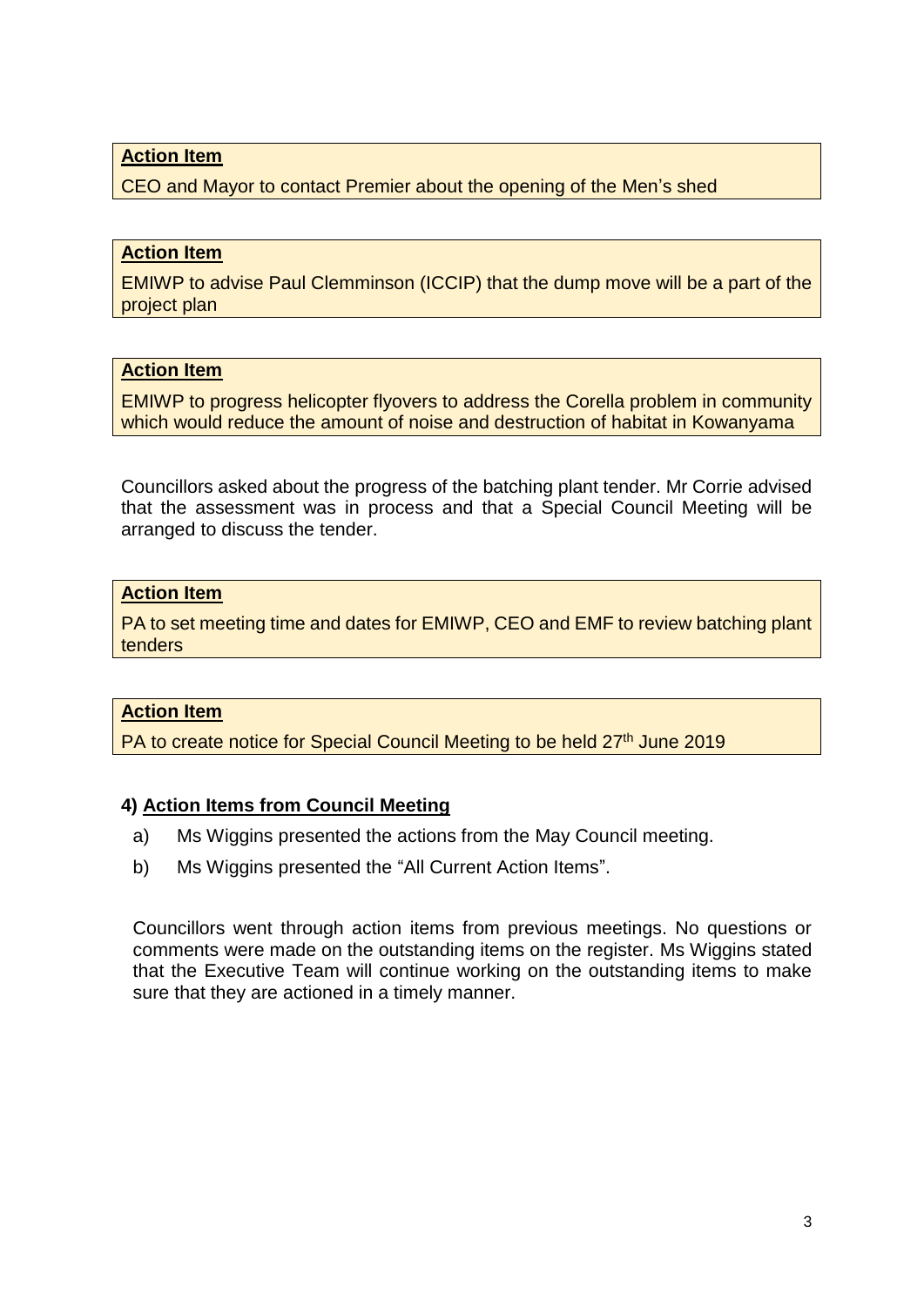**Action Item**

CEO and Mayor to contact Premier about the opening of the Men's shed

**Action Item**

EMIWP to advise Paul Clemminson (ICCIP) that the dump move will be a part of the project plan

**Action Item**

EMIWP to progress helicopter flyovers to address the Corella problem in community which would reduce the amount of noise and destruction of habitat in Kowanyama

Councillors asked about the progress of the batching plant tender. Mr Corrie advised that the assessment was in process and that a Special Council Meeting will be arranged to discuss the tender.

**Action Item**

PA to set meeting time and dates for EMIWP, CEO and EMF to review batching plant tenders

**Action Item**

PA to create notice for Special Council Meeting to be held 27th June 2019

### 4) Action Items from Council Meeting

a) Ms Wiggins presented the actions from the May Council meeting.

b) Ms Wiggins presented the "All Current Action Items".

Councillors went through action items from previous meetings. No questions or comments were made on the outstanding items on the register. Ms Wiggins stated that the Executive Team will continue working on the outstanding items to make sure that they are actioned in a timely manner.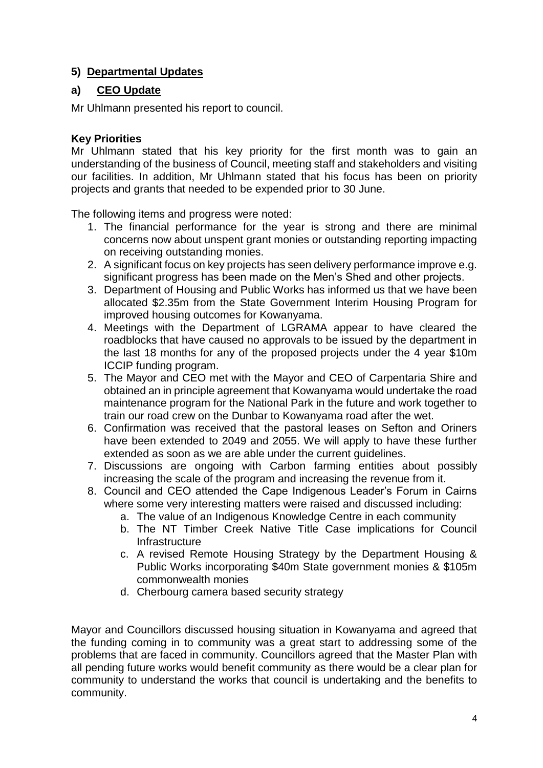## 5) Departmental Updates

### a) CEO Update

Mr Uhlmann presented his report to council.

**Key Priorities**

Mr Uhlmann stated that his key priority for the first month was to gain an understanding of the business of Council, meeting staff and stakeholders and visiting our facilities. In addition, Mr Uhlmann stated that his focus has been on priority projects and grants that needed to be expended prior to 30 June.

The following items and progress were noted:

1. The financial performance for the year is strong and there are minimal concerns now about unspent grant monies or outstanding reporting impacting on receiving outstanding monies.
2. A significant focus on key projects has seen delivery performance improve e.g. significant progress has been made on the Men's Shed and other projects.
3. Department of Housing and Public Works has informed us that we have been allocated $2.35m from the State Government Interim Housing Program for improved housing outcomes for Kowanyama.
4. Meetings with the Department of LGRAMA appear to have cleared the roadblocks that have caused no approvals to be issued by the department in the last 18 months for any of the proposed projects under the 4 year $10m ICCIP funding program.
5. The Mayor and CEO met with the Mayor and CEO of Carpentaria Shire and obtained an in principle agreement that Kowanyama would undertake the road maintenance program for the National Park in the future and work together to train our road crew on the Dunbar to Kowanyama road after the wet.
6. Confirmation was received that the pastoral leases on Sefton and Oriners have been extended to 2049 and 2055. We will apply to have these further extended as soon as we are able under the current guidelines.
7. Discussions are ongoing with Carbon farming entities about possibly increasing the scale of the program and increasing the revenue from it.
8. Council and CEO attended the Cape Indigenous Leader's Forum in Cairns where some very interesting matters were raised and discussed including:
    a. The value of an Indigenous Knowledge Centre in each community
    b. The NT Timber Creek Native Title Case implications for Council Infrastructure
    c. A revised Remote Housing Strategy by the Department Housing & Public Works incorporating $40m State government monies & $105m commonwealth monies
    d. Cherbourg camera based security strategy

Mayor and Councillors discussed housing situation in Kowanyama and agreed that the funding coming in to community was a great start to addressing some of the problems that are faced in community. Councillors agreed that the Master Plan with all pending future works would benefit community as there would be a clear plan for community to understand the works that council is undertaking and the benefits to community.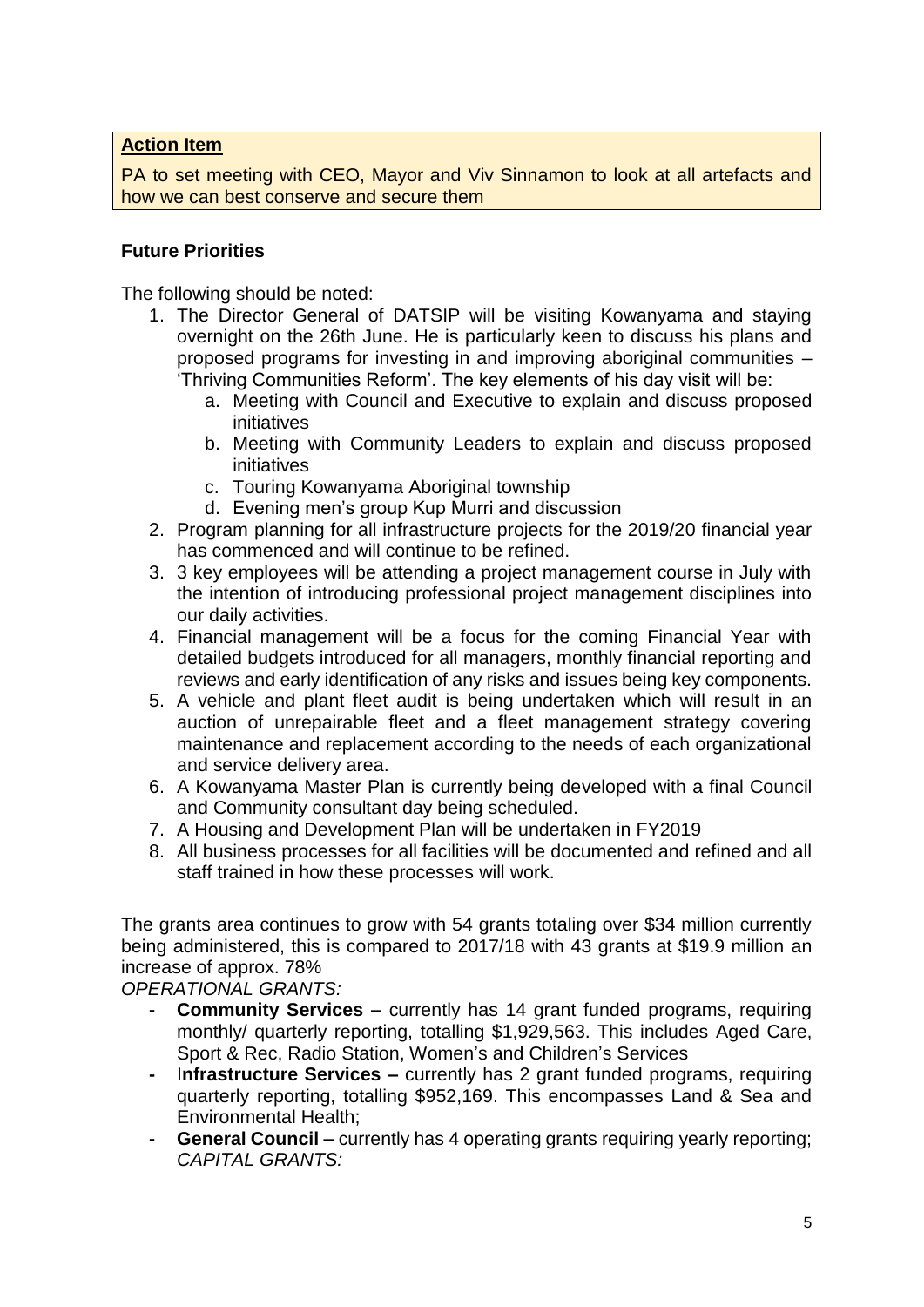**Action Item**

PA to set meeting with CEO, Mayor and Viv Sinnamon to look at all artefacts and how we can best conserve and secure them

**Future Priorities**

The following should be noted:

1. The Director General of DATSIP will be visiting Kowanyama and staying overnight on the 26th June. He is particularly keen to discuss his plans and proposed programs for investing in and improving aboriginal communities – 'Thriving Communities Reform'. The key elements of his day visit will be:
   a. Meeting with Council and Executive to explain and discuss proposed initiatives
   b. Meeting with Community Leaders to explain and discuss proposed initiatives
   c. Touring Kowanyama Aboriginal township
   d. Evening men's group Kup Murri and discussion
2. Program planning for all infrastructure projects for the 2019/20 financial year has commenced and will continue to be refined.
3. 3 key employees will be attending a project management course in July with the intention of introducing professional project management disciplines into our daily activities.
4. Financial management will be a focus for the coming Financial Year with detailed budgets introduced for all managers, monthly financial reporting and reviews and early identification of any risks and issues being key components.
5. A vehicle and plant fleet audit is being undertaken which will result in an auction of unrepairable fleet and a fleet management strategy covering maintenance and replacement according to the needs of each organizational and service delivery area.
6. A Kowanyama Master Plan is currently being developed with a final Council and Community consultant day being scheduled.
7. A Housing and Development Plan will be undertaken in FY2019
8. All business processes for all facilities will be documented and refined and all staff trained in how these processes will work.

The grants area continues to grow with 54 grants totaling over $34 million currently being administered, this is compared to 2017/18 with 43 grants at $19.9 million an increase of approx. 78%

*OPERATIONAL GRANTS:*

- **Community Services –** currently has 14 grant funded programs, requiring monthly/ quarterly reporting, totalling $1,929,563. This includes Aged Care, Sport & Rec, Radio Station, Women's and Children's Services
- I**nfrastructure Services –** currently has 2 grant funded programs, requiring quarterly reporting, totalling $952,169. This encompasses Land & Sea and Environmental Health;
- **General Council –** currently has 4 operating grants requiring yearly reporting;

*CAPITAL GRANTS:*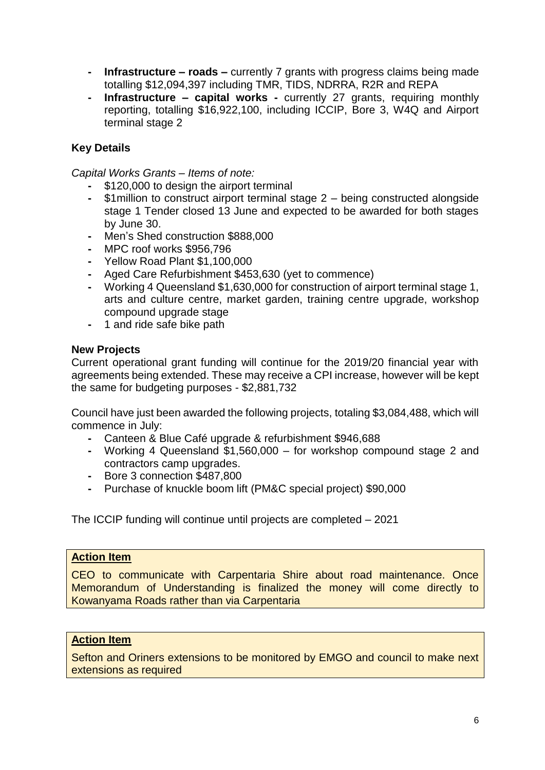- **Infrastructure – roads –** currently 7 grants with progress claims being made totalling $12,094,397 including TMR, TIDS, NDRRA, R2R and REPA
- **Infrastructure – capital works -** currently 27 grants, requiring monthly reporting, totalling $16,922,100, including ICCIP, Bore 3, W4Q and Airport terminal stage 2

### Key Details

*Capital Works Grants – Items of note:*

- $120,000 to design the airport terminal
- $1million to construct airport terminal stage 2 – being constructed alongside stage 1 Tender closed 13 June and expected to be awarded for both stages by June 30.
- Men's Shed construction $888,000
- MPC roof works $956,796
- Yellow Road Plant $1,100,000
- Aged Care Refurbishment $453,630 (yet to commence)
- Working 4 Queensland $1,630,000 for construction of airport terminal stage 1, arts and culture centre, market garden, training centre upgrade, workshop compound upgrade stage
- 1 and ride safe bike path

### New Projects

Current operational grant funding will continue for the 2019/20 financial year with agreements being extended. These may receive a CPI increase, however will be kept the same for budgeting purposes - $2,881,732

Council have just been awarded the following projects, totaling $3,084,488, which will commence in July:

- Canteen & Blue Café upgrade & refurbishment $946,688
- Working 4 Queensland $1,560,000 – for workshop compound stage 2 and contractors camp upgrades.
- Bore 3 connection $487,800
- Purchase of knuckle boom lift (PM&C special project) $90,000

The ICCIP funding will continue until projects are completed – 2021

**Action Item**

CEO to communicate with Carpentaria Shire about road maintenance. Once Memorandum of Understanding is finalized the money will come directly to Kowanyama Roads rather than via Carpentaria

**Action Item**

Sefton and Oriners extensions to be monitored by EMGO and council to make next extensions as required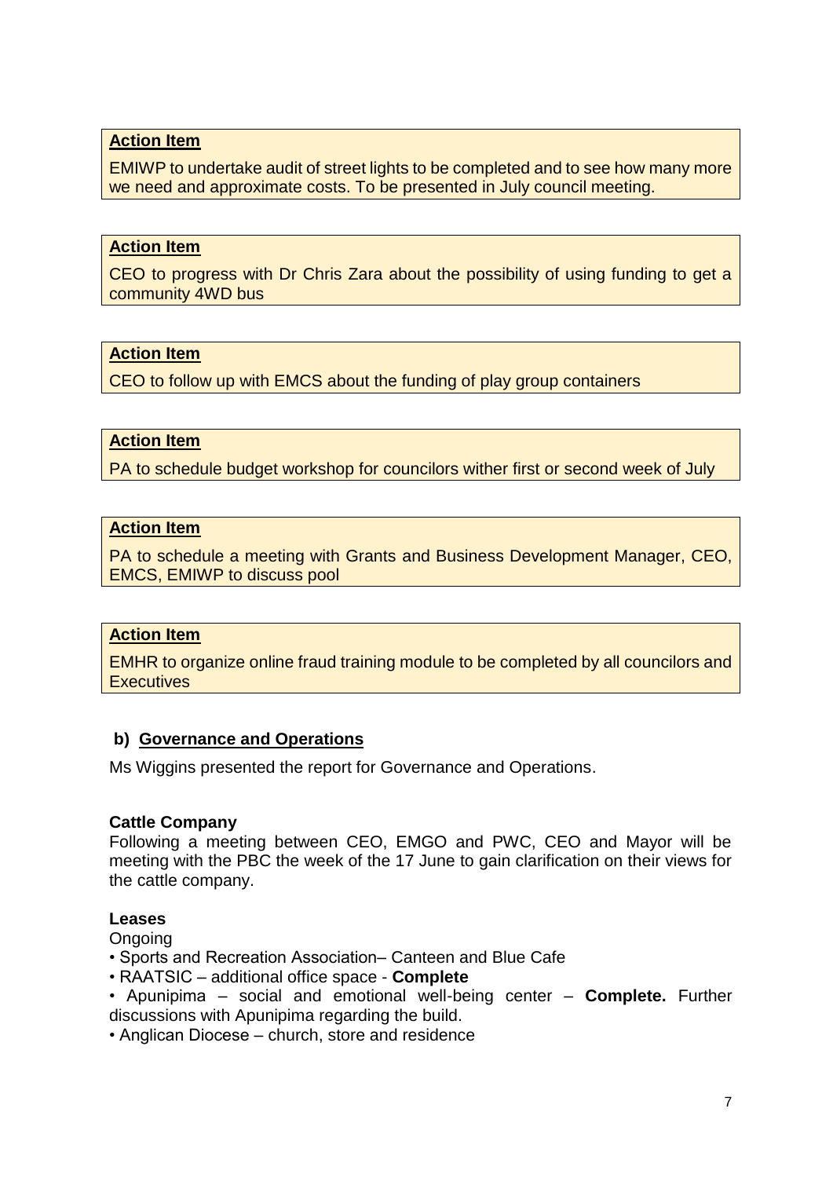**Action Item**

EMIWP to undertake audit of street lights to be completed and to see how many more we need and approximate costs. To be presented in July council meeting.

**Action Item**

CEO to progress with Dr Chris Zara about the possibility of using funding to get a community 4WD bus

**Action Item**

CEO to follow up with EMCS about the funding of play group containers

**Action Item**

PA to schedule budget workshop for councilors wither first or second week of July

**Action Item**

PA to schedule a meeting with Grants and Business Development Manager, CEO, EMCS, EMIWP to discuss pool

**Action Item**

EMHR to organize online fraud training module to be completed by all councilors and Executives

## b) Governance and Operations

Ms Wiggins presented the report for Governance and Operations.

**Cattle Company**

Following a meeting between CEO, EMGO and PWC, CEO and Mayor will be meeting with the PBC the week of the 17 June to gain clarification on their views for the cattle company.

**Leases**

Ongoing

- Sports and Recreation Association– Canteen and Blue Cafe
- RAATSIC – additional office space - **Complete**
- Apunipima – social and emotional well-being center – **Complete.** Further discussions with Apunipima regarding the build.
- Anglican Diocese – church, store and residence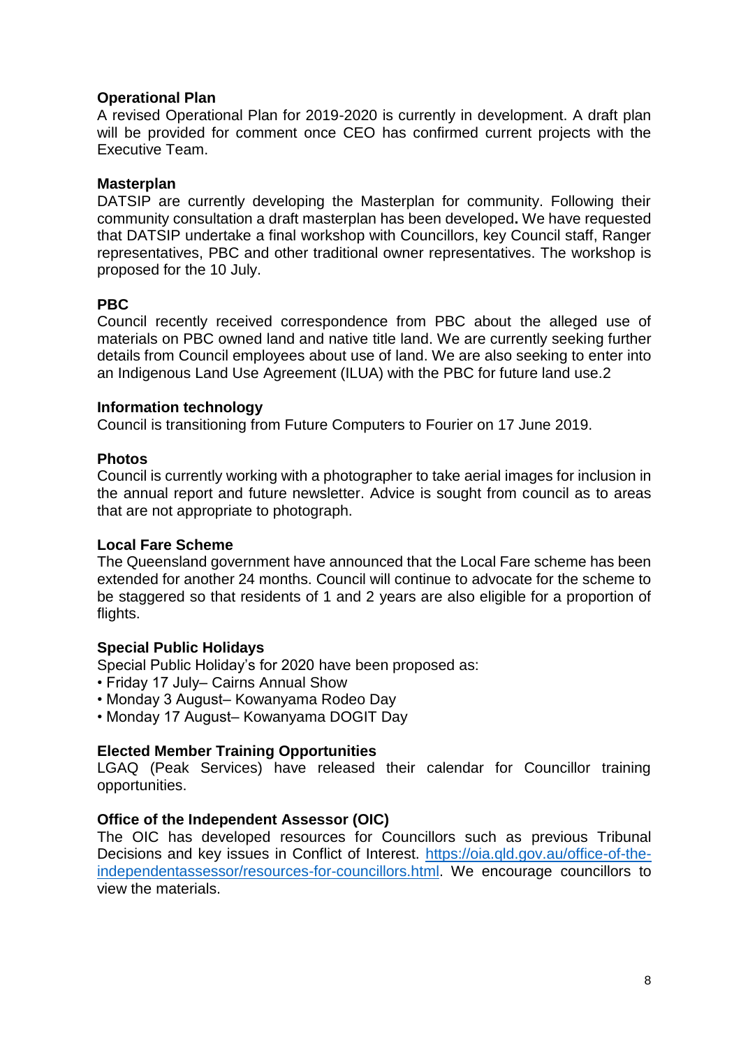**Operational Plan**

A revised Operational Plan for 2019-2020 is currently in development. A draft plan will be provided for comment once CEO has confirmed current projects with the Executive Team.

**Masterplan**

DATSIP are currently developing the Masterplan for community. Following their community consultation a draft masterplan has been developed**.** We have requested that DATSIP undertake a final workshop with Councillors, key Council staff, Ranger representatives, PBC and other traditional owner representatives. The workshop is proposed for the 10 July.

**PBC**

Council recently received correspondence from PBC about the alleged use of materials on PBC owned land and native title land. We are currently seeking further details from Council employees about use of land. We are also seeking to enter into an Indigenous Land Use Agreement (ILUA) with the PBC for future land use.2

**Information technology**

Council is transitioning from Future Computers to Fourier on 17 June 2019.

**Photos**

Council is currently working with a photographer to take aerial images for inclusion in the annual report and future newsletter. Advice is sought from council as to areas that are not appropriate to photograph.

**Local Fare Scheme**

The Queensland government have announced that the Local Fare scheme has been extended for another 24 months. Council will continue to advocate for the scheme to be staggered so that residents of 1 and 2 years are also eligible for a proportion of flights.

**Special Public Holidays**

Special Public Holiday's for 2020 have been proposed as:

- Friday 17 July– Cairns Annual Show
- Monday 3 August– Kowanyama Rodeo Day
- Monday 17 August– Kowanyama DOGIT Day

**Elected Member Training Opportunities**

LGAQ (Peak Services) have released their calendar for Councillor training opportunities.

**Office of the Independent Assessor (OIC)**

The OIC has developed resources for Councillors such as previous Tribunal Decisions and key issues in Conflict of Interest. https://oia.qld.gov.au/office-of-the-independentassessor/resources-for-councillors.html. We encourage councillors to view the materials.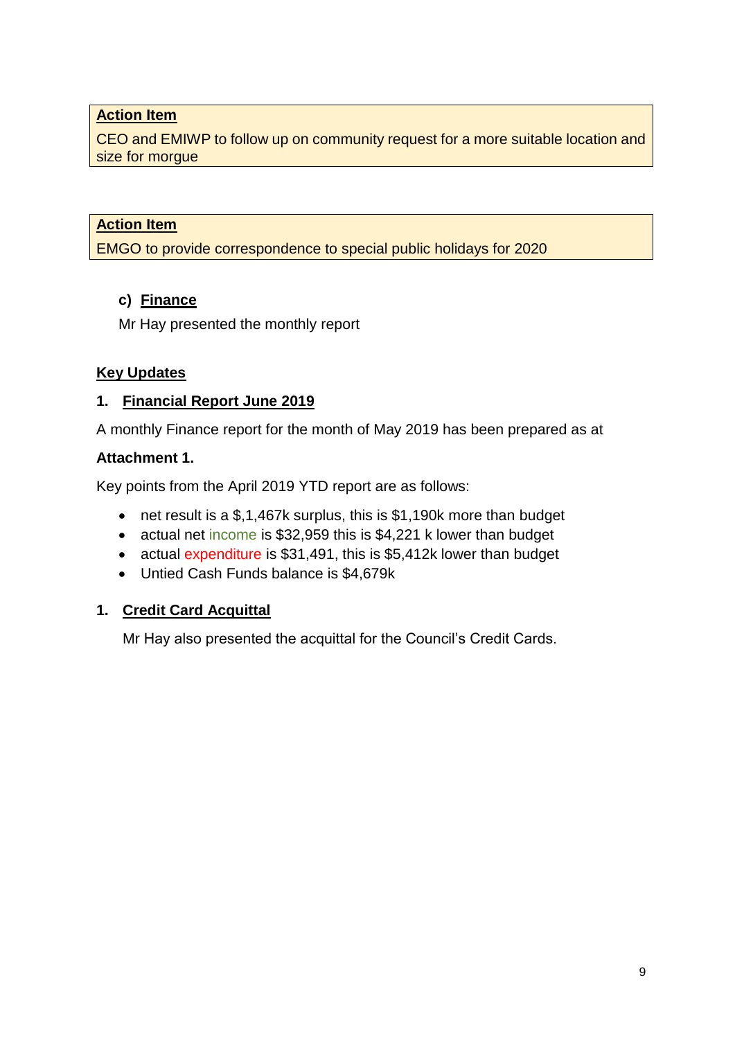**Action Item**

CEO and EMIWP to follow up on community request for a more suitable location and size for morgue

**Action Item**

EMGO to provide correspondence to special public holidays for 2020

### c) Finance

Mr Hay presented the monthly report

## Key Updates

### 1. Financial Report June 2019

A monthly Finance report for the month of May 2019 has been prepared as at

**Attachment 1.**

Key points from the April 2019 YTD report are as follows:

- net result is a $,1,467k surplus, this is $1,190k more than budget
- actual net income is $32,959 this is $4,221 k lower than budget
- actual expenditure is $31,491, this is $5,412k lower than budget
- Untied Cash Funds balance is $4,679k

### 1. Credit Card Acquittal

Mr Hay also presented the acquittal for the Council's Credit Cards.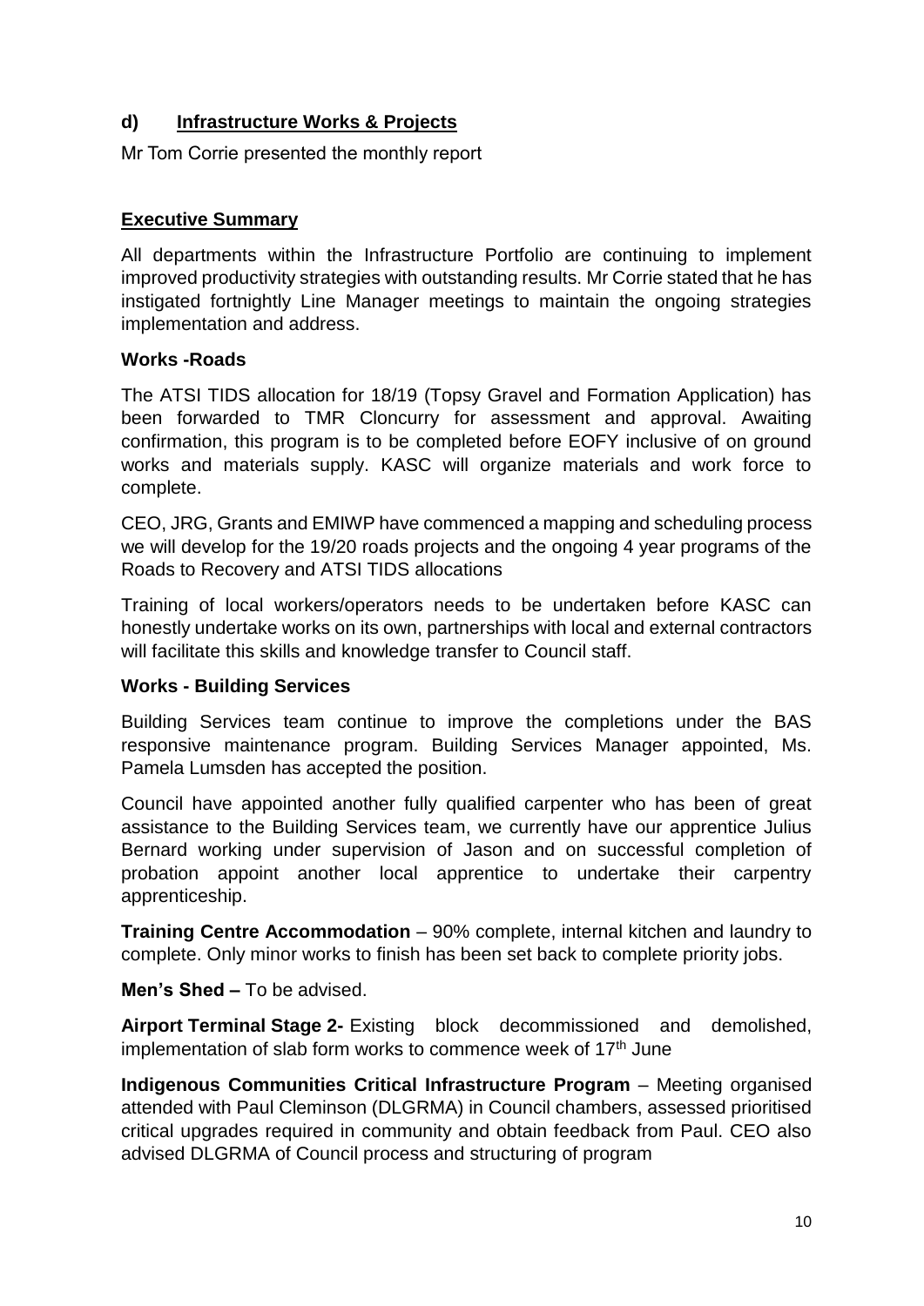## d) Infrastructure Works & Projects

Mr Tom Corrie presented the monthly report

### Executive Summary

All departments within the Infrastructure Portfolio are continuing to implement improved productivity strategies with outstanding results. Mr Corrie stated that he has instigated fortnightly Line Manager meetings to maintain the ongoing strategies implementation and address.

### Works -Roads

The ATSI TIDS allocation for 18/19 (Topsy Gravel and Formation Application) has been forwarded to TMR Cloncurry for assessment and approval. Awaiting confirmation, this program is to be completed before EOFY inclusive of on ground works and materials supply. KASC will organize materials and work force to complete.

CEO, JRG, Grants and EMIWP have commenced a mapping and scheduling process we will develop for the 19/20 roads projects and the ongoing 4 year programs of the Roads to Recovery and ATSI TIDS allocations

Training of local workers/operators needs to be undertaken before KASC can honestly undertake works on its own, partnerships with local and external contractors will facilitate this skills and knowledge transfer to Council staff.

### Works - Building Services

Building Services team continue to improve the completions under the BAS responsive maintenance program. Building Services Manager appointed, Ms. Pamela Lumsden has accepted the position.

Council have appointed another fully qualified carpenter who has been of great assistance to the Building Services team, we currently have our apprentice Julius Bernard working under supervision of Jason and on successful completion of probation appoint another local apprentice to undertake their carpentry apprenticeship.

**Training Centre Accommodation** – 90% complete, internal kitchen and laundry to complete. Only minor works to finish has been set back to complete priority jobs.

**Men's Shed –** To be advised.

**Airport Terminal Stage 2-** Existing block decommissioned and demolished, implementation of slab form works to commence week of 17th June

**Indigenous Communities Critical Infrastructure Program** – Meeting organised attended with Paul Cleminson (DLGRMA) in Council chambers, assessed prioritised critical upgrades required in community and obtain feedback from Paul. CEO also advised DLGRMA of Council process and structuring of program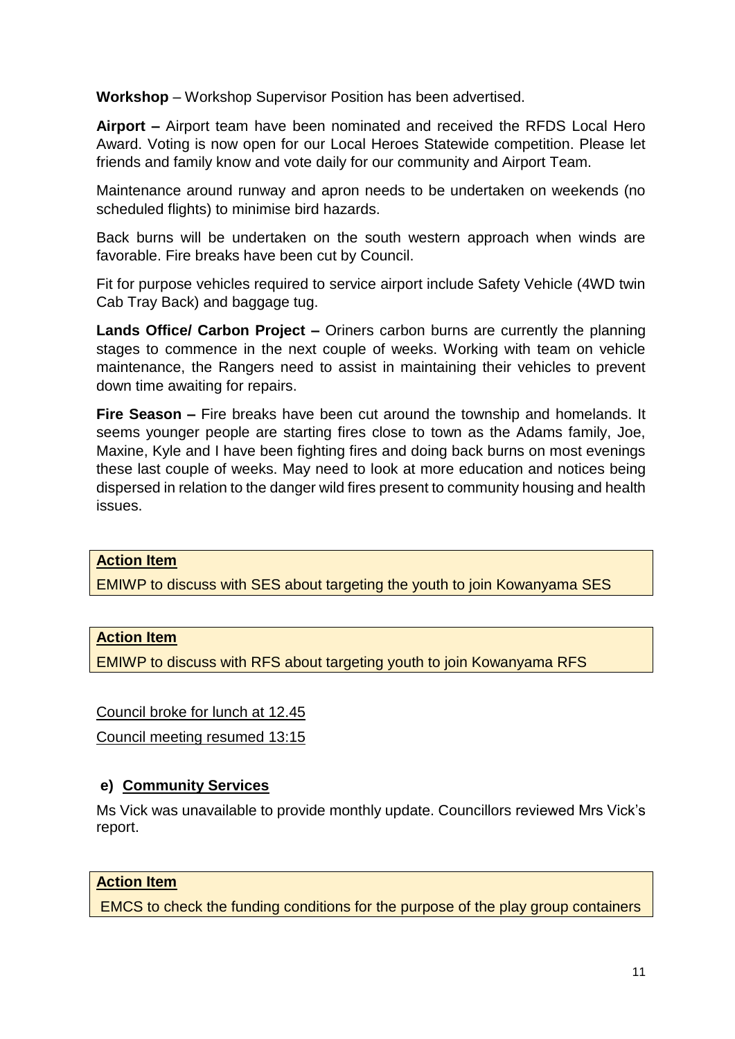**Workshop** – Workshop Supervisor Position has been advertised.

**Airport –** Airport team have been nominated and received the RFDS Local Hero Award. Voting is now open for our Local Heroes Statewide competition. Please let friends and family know and vote daily for our community and Airport Team.

Maintenance around runway and apron needs to be undertaken on weekends (no scheduled flights) to minimise bird hazards.

Back burns will be undertaken on the south western approach when winds are favorable. Fire breaks have been cut by Council.

Fit for purpose vehicles required to service airport include Safety Vehicle (4WD twin Cab Tray Back) and baggage tug.

**Lands Office/ Carbon Project –** Oriners carbon burns are currently the planning stages to commence in the next couple of weeks. Working with team on vehicle maintenance, the Rangers need to assist in maintaining their vehicles to prevent down time awaiting for repairs.

**Fire Season –** Fire breaks have been cut around the township and homelands. It seems younger people are starting fires close to town as the Adams family, Joe, Maxine, Kyle and I have been fighting fires and doing back burns on most evenings these last couple of weeks. May need to look at more education and notices being dispersed in relation to the danger wild fires present to community housing and health issues.

| **Action Item** |
|---|
| EMIWP to discuss with SES about targeting the youth to join Kowanyama SES |

| **Action Item** |
|---|
| EMIWP to discuss with RFS about targeting youth to join Kowanyama RFS |

Council broke for lunch at 12.45

Council meeting resumed 13:15

### e) Community Services

Ms Vick was unavailable to provide monthly update. Councillors reviewed Mrs Vick's report.

| **Action Item** |
|---|
| EMCS to check the funding conditions for the purpose of the play group containers |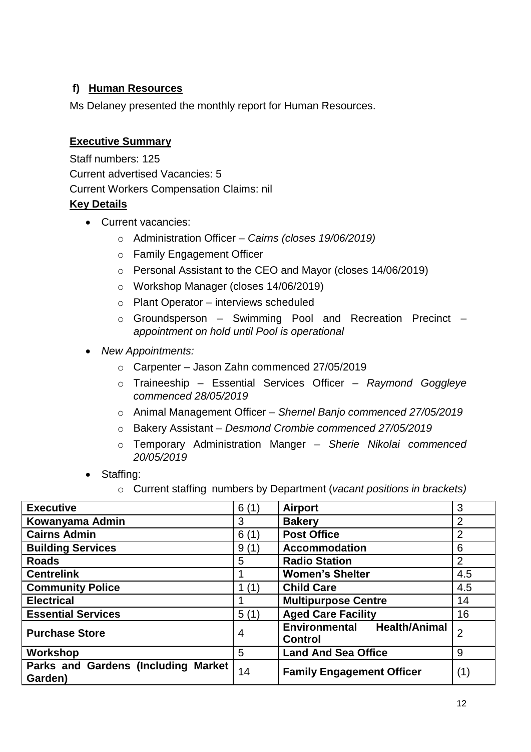### f) <u>Human Resources</u>

Ms Delaney presented the monthly report for Human Resources.

**<u>Executive Summary</u>**

Staff numbers: 125

Current advertised Vacancies: 5

Current Workers Compensation Claims: nil

**<u>Key Details</u>**

- Current vacancies:
  - Administration Officer – *Cairns (closes 19/06/2019)*
  - Family Engagement Officer
  - Personal Assistant to the CEO and Mayor (closes 14/06/2019)
  - Workshop Manager (closes 14/06/2019)
  - Plant Operator – interviews scheduled
  - Groundsperson – Swimming Pool and Recreation Precinct – *appointment on hold until Pool is operational*
- *New Appointments:*
  - Carpenter – Jason Zahn commenced 27/05/2019
  - Traineeship – Essential Services Officer – *Raymond Goggleye commenced 28/05/2019*
  - Animal Management Officer – *Shernel Banjo commenced 27/05/2019*
  - Bakery Assistant – *Desmond Crombie commenced 27/05/2019*
  - Temporary Administration Manger – *Sherie Nikolai commenced 20/05/2019*
- Staffing:
  - Current staffing numbers by Department (*vacant positions in brackets)*

| | | | |
|---|---|---|---|
| **Executive** | 6 (1) | **Airport** | 3 |
| **Kowanyama Admin** | 3 | **Bakery** | 2 |
| **Cairns Admin** | 6 (1) | **Post Office** | 2 |
| **Building Services** | 9 (1) | **Accommodation** | 6 |
| **Roads** | 5 | **Radio Station** | 2 |
| **Centrelink** | 1 | **Women's Shelter** | 4.5 |
| **Community Police** | 1 (1) | **Child Care** | 4.5 |
| **Electrical** | 1 | **Multipurpose Centre** | 14 |
| **Essential Services** | 5 (1) | **Aged Care Facility** | 16 |
| **Purchase Store** | 4 | **Environmental Health/Animal Control** | 2 |
| **Workshop** | 5 | **Land And Sea Office** | 9 |
| **Parks and Gardens (Including Market Garden)** | 14 | **Family Engagement Officer** | (1) |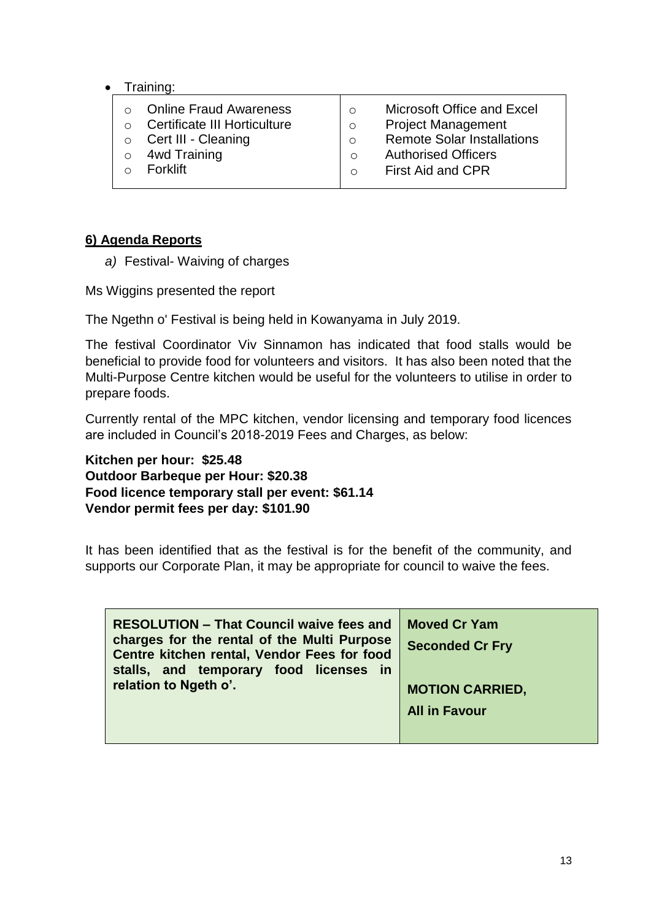- Training:

| | |
|---|---|
| ○ Online Fraud Awareness<br>○ Certificate III Horticulture<br>○ Cert III - Cleaning<br>○ 4wd Training<br>○ Forklift | ○ Microsoft Office and Excel<br>○ Project Management<br>○ Remote Solar Installations<br>○ Authorised Officers<br>○ First Aid and CPR |

**6) Agenda Reports**

*a)* Festival- Waiving of charges

Ms Wiggins presented the report

The Ngethn o' Festival is being held in Kowanyama in July 2019.

The festival Coordinator Viv Sinnamon has indicated that food stalls would be beneficial to provide food for volunteers and visitors. It has also been noted that the Multi-Purpose Centre kitchen would be useful for the volunteers to utilise in order to prepare foods.

Currently rental of the MPC kitchen, vendor licensing and temporary food licences are included in Council's 2018-2019 Fees and Charges, as below:

**Kitchen per hour: $25.48**
**Outdoor Barbeque per Hour: $20.38**
**Food licence temporary stall per event: $61.14**
**Vendor permit fees per day: $101.90**

It has been identified that as the festival is for the benefit of the community, and supports our Corporate Plan, it may be appropriate for council to waive the fees.

| | |
|---|---|
| **RESOLUTION – That Council waive fees and charges for the rental of the Multi Purpose Centre kitchen rental, Vendor Fees for food stalls, and temporary food licenses in relation to Ngeth o'.** | **Moved Cr Yam**<br>**Seconded Cr Fry**<br><br>**MOTION CARRIED,**<br>**All in Favour** |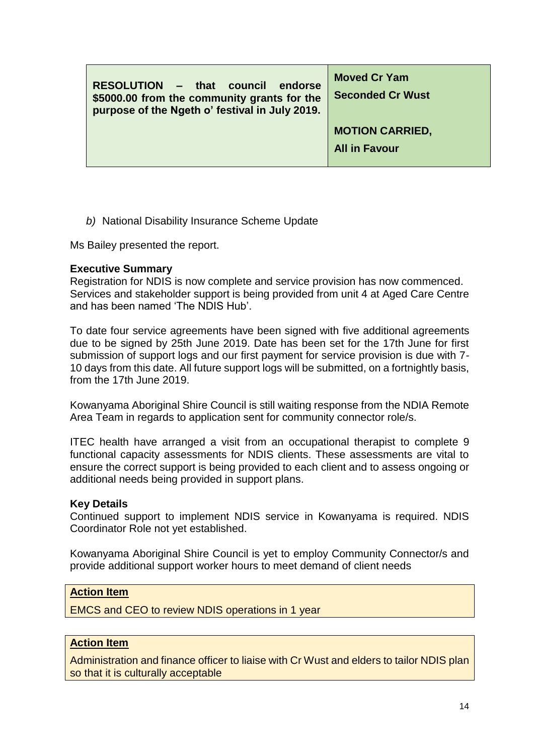| **RESOLUTION – that council endorse $5000.00 from the community grants for the purpose of the Ngeth o' festival in July 2019.** | **Moved Cr Yam**<br>**Seconded Cr Wust**<br><br>**MOTION CARRIED,**<br>**All in Favour** |
|---|---|

*b)* National Disability Insurance Scheme Update

Ms Bailey presented the report.

**Executive Summary**

Registration for NDIS is now complete and service provision has now commenced. Services and stakeholder support is being provided from unit 4 at Aged Care Centre and has been named 'The NDIS Hub'.

To date four service agreements have been signed with five additional agreements due to be signed by 25th June 2019. Date has been set for the 17th June for first submission of support logs and our first payment for service provision is due with 7-10 days from this date. All future support logs will be submitted, on a fortnightly basis, from the 17th June 2019.

Kowanyama Aboriginal Shire Council is still waiting response from the NDIA Remote Area Team in regards to application sent for community connector role/s.

ITEC health have arranged a visit from an occupational therapist to complete 9 functional capacity assessments for NDIS clients. These assessments are vital to ensure the correct support is being provided to each client and to assess ongoing or additional needs being provided in support plans.

**Key Details**

Continued support to implement NDIS service in Kowanyama is required. NDIS Coordinator Role not yet established.

Kowanyama Aboriginal Shire Council is yet to employ Community Connector/s and provide additional support worker hours to meet demand of client needs

**Action Item**

EMCS and CEO to review NDIS operations in 1 year

**Action Item**

Administration and finance officer to liaise with Cr Wust and elders to tailor NDIS plan so that it is culturally acceptable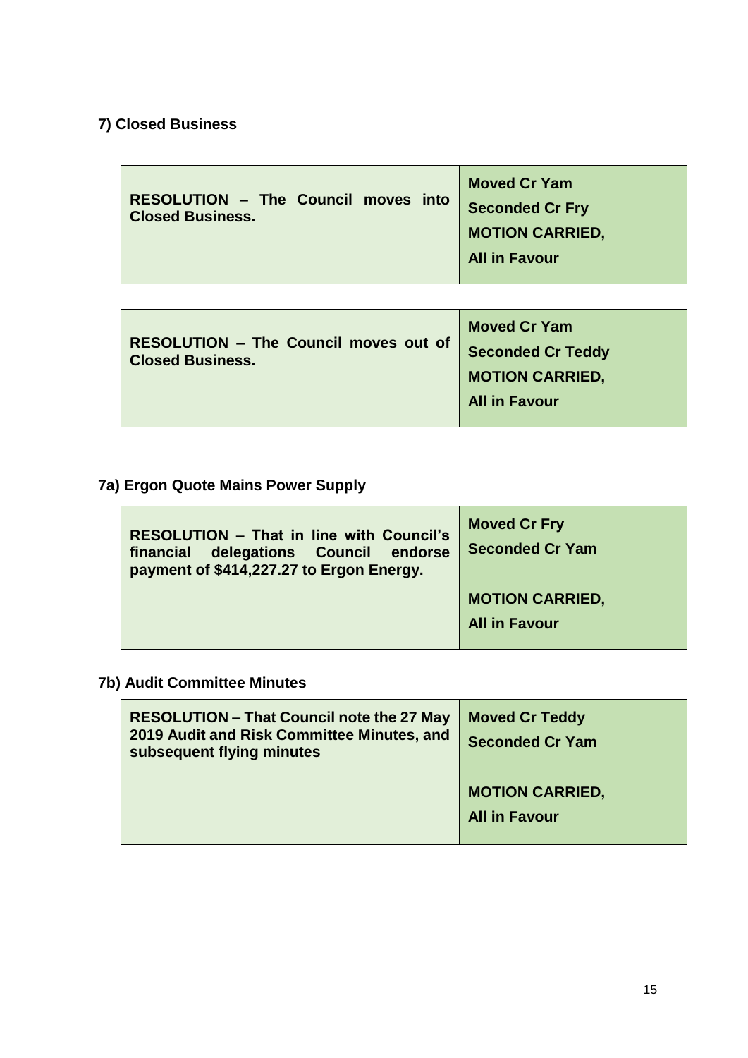## 7) Closed Business

| **RESOLUTION – The Council moves into Closed Business.** | **Moved Cr Yam**<br>**Seconded Cr Fry**<br>**MOTION CARRIED,**<br>**All in Favour** |
|---|---|

| **RESOLUTION – The Council moves out of Closed Business.** | **Moved Cr Yam**<br>**Seconded Cr Teddy**<br>**MOTION CARRIED,**<br>**All in Favour** |
|---|---|

### 7a) Ergon Quote Mains Power Supply

| **RESOLUTION – That in line with Council's financial delegations Council endorse payment of $414,227.27 to Ergon Energy.** | **Moved Cr Fry**<br>**Seconded Cr Yam**<br><br>**MOTION CARRIED,**<br>**All in Favour** |
|---|---|

### 7b) Audit Committee Minutes

| **RESOLUTION – That Council note the 27 May 2019 Audit and Risk Committee Minutes, and subsequent flying minutes** | **Moved Cr Teddy**<br>**Seconded Cr Yam**<br><br>**MOTION CARRIED,**<br>**All in Favour** |
|---|---|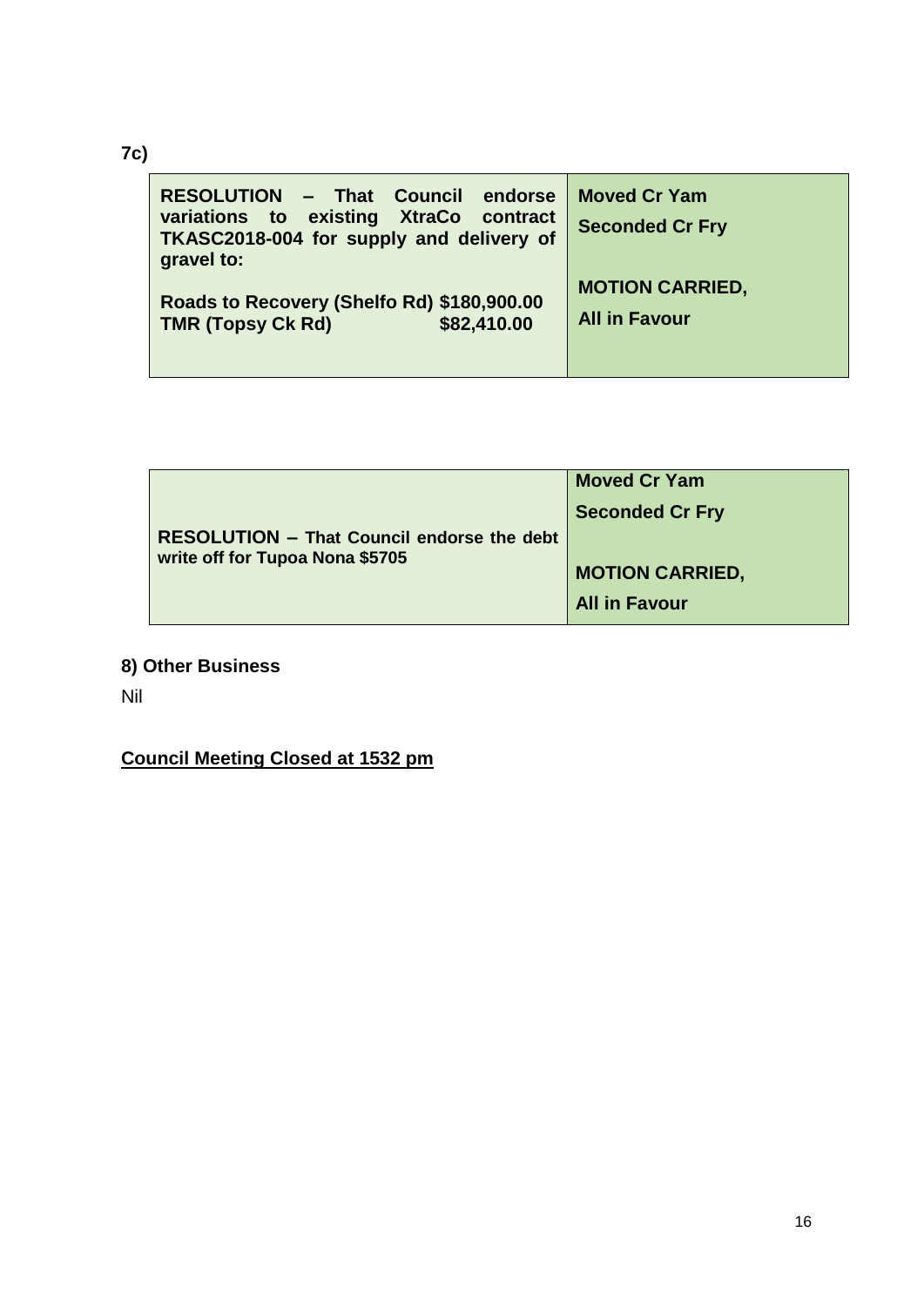**7c)**

| | |
|---|---|
| **RESOLUTION – That Council endorse variations to existing XtraCo contract TKASC2018-004 for supply and delivery of gravel to:**<br><br>**Roads to Recovery (Shelfo Rd) $180,900.00**<br>**TMR (Topsy Ck Rd) $82,410.00** | **Moved Cr Yam**<br><br>**Seconded Cr Fry**<br><br>**MOTION CARRIED,**<br><br>**All in Favour** |

| | |
|---|---|
| **RESOLUTION – That Council endorse the debt write off for Tupoa Nona $5705** | **Moved Cr Yam**<br><br>**Seconded Cr Fry**<br><br>**MOTION CARRIED,**<br><br>**All in Favour** |

## 8) Other Business

Nil

**<u>Council Meeting Closed at 1532 pm</u>**